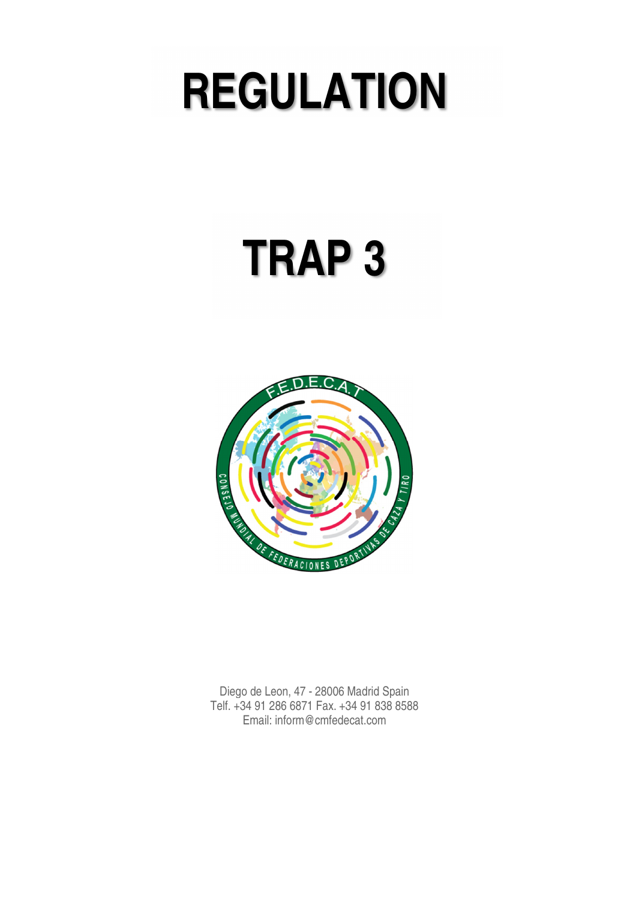# REGULATION

# TRAP 3

Diego de Leon, 47 - 28006 Madrid Spain
Telf. +34 91 286 6871 Fax. +34 91 838 8588
Email: inform@cmfedecat.com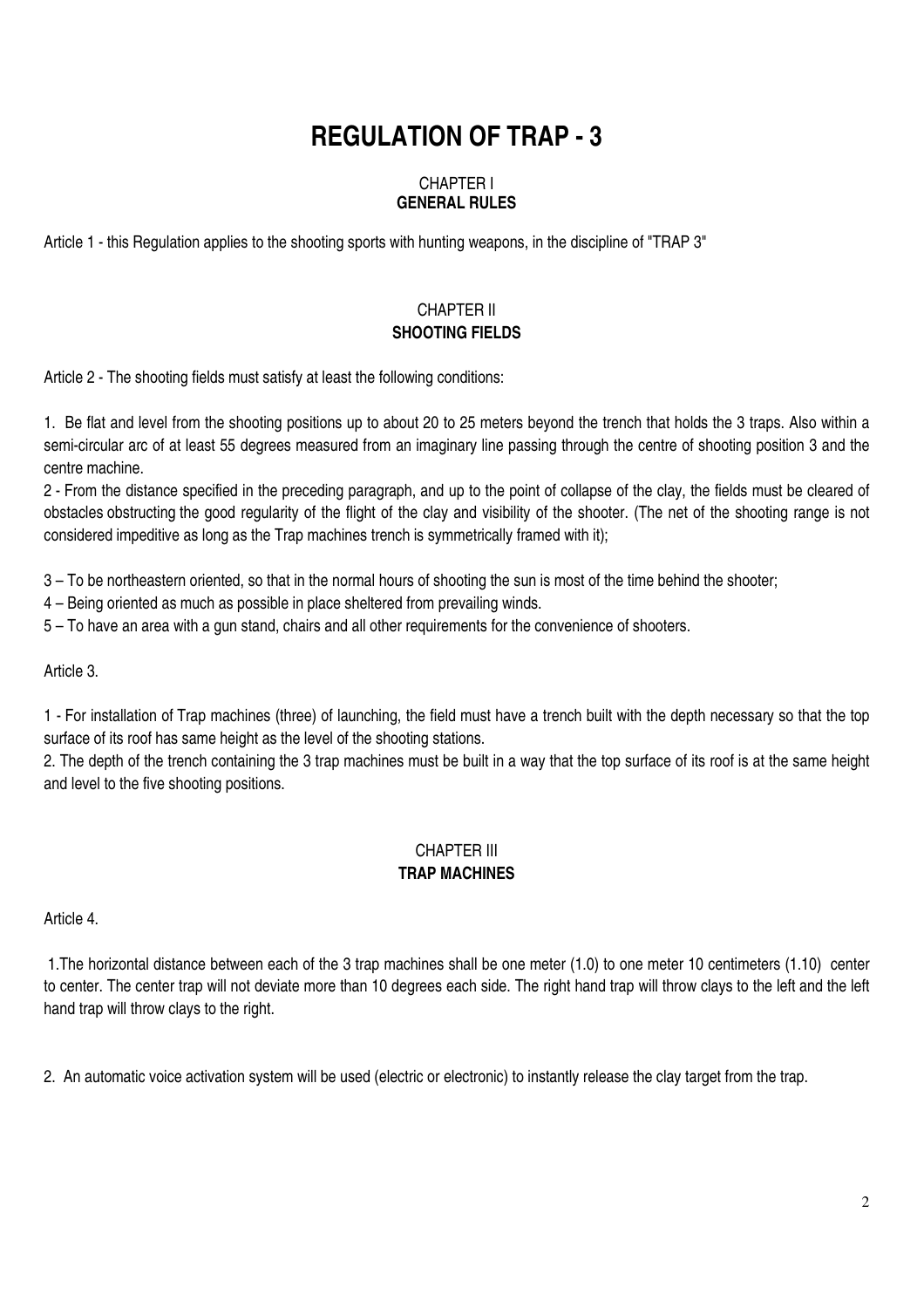# REGULATION OF TRAP - 3

CHAPTER I
**GENERAL RULES**

Article 1 - this Regulation applies to the shooting sports with hunting weapons, in the discipline of "TRAP 3"

CHAPTER II
**SHOOTING FIELDS**

Article 2 - The shooting fields must satisfy at least the following conditions:

1. Be flat and level from the shooting positions up to about 20 to 25 meters beyond the trench that holds the 3 traps. Also within a semi-circular arc of at least 55 degrees measured from an imaginary line passing through the centre of shooting position 3 and the centre machine.

2 - From the distance specified in the preceding paragraph, and up to the point of collapse of the clay, the fields must be cleared of obstacles obstructing the good regularity of the flight of the clay and visibility of the shooter. (The net of the shooting range is not considered impeditive as long as the Trap machines trench is symmetrically framed with it);

3 – To be northeastern oriented, so that in the normal hours of shooting the sun is most of the time behind the shooter;

4 – Being oriented as much as possible in place sheltered from prevailing winds.

5 – To have an area with a gun stand, chairs and all other requirements for the convenience of shooters.

Article 3.

1 - For installation of Trap machines (three) of launching, the field must have a trench built with the depth necessary so that the top surface of its roof has same height as the level of the shooting stations.

2. The depth of the trench containing the 3 trap machines must be built in a way that the top surface of its roof is at the same height and level to the five shooting positions.

CHAPTER III
**TRAP MACHINES**

Article 4.

1. The horizontal distance between each of the 3 trap machines shall be one meter (1.0) to one meter 10 centimeters (1.10) center to center. The center trap will not deviate more than 10 degrees each side. The right hand trap will throw clays to the left and the left hand trap will throw clays to the right.

2. An automatic voice activation system will be used (electric or electronic) to instantly release the clay target from the trap.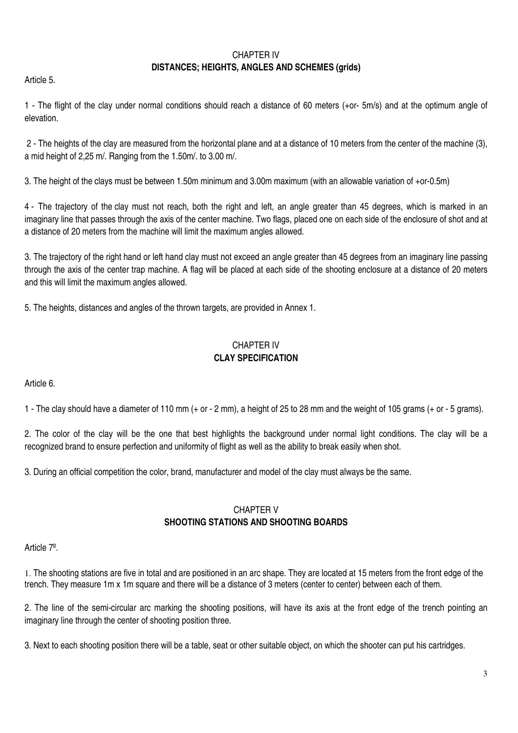## CHAPTER IV
## DISTANCES; HEIGHTS, ANGLES AND SCHEMES (grids)

Article 5.

1 - The flight of the clay under normal conditions should reach a distance of 60 meters (+or- 5m/s) and at the optimum angle of elevation.

2 - The heights of the clay are measured from the horizontal plane and at a distance of 10 meters from the center of the machine (3), a mid height of 2,25 m/. Ranging from the 1.50m/. to 3.00 m/.

3. The height of the clays must be between 1.50m minimum and 3.00m maximum (with an allowable variation of +or-0.5m)

4 - The trajectory of the clay must not reach, both the right and left, an angle greater than 45 degrees, which is marked in an imaginary line that passes through the axis of the center machine. Two flags, placed one on each side of the enclosure of shot and at a distance of 20 meters from the machine will limit the maximum angles allowed.

3. The trajectory of the right hand or left hand clay must not exceed an angle greater than 45 degrees from an imaginary line passing through the axis of the center trap machine. A flag will be placed at each side of the shooting enclosure at a distance of 20 meters and this will limit the maximum angles allowed.

5. The heights, distances and angles of the thrown targets, are provided in Annex 1.

## CHAPTER IV
## CLAY SPECIFICATION

Article 6.

1 - The clay should have a diameter of 110 mm (+ or - 2 mm), a height of 25 to 28 mm and the weight of 105 grams (+ or - 5 grams).

2. The color of the clay will be the one that best highlights the background under normal light conditions. The clay will be a recognized brand to ensure perfection and uniformity of flight as well as the ability to break easily when shot.

3. During an official competition the color, brand, manufacturer and model of the clay must always be the same.

## CHAPTER V
## SHOOTING STATIONS AND SHOOTING BOARDS

Article 7º.

1. The shooting stations are five in total and are positioned in an arc shape. They are located at 15 meters from the front edge of the trench. They measure 1m x 1m square and there will be a distance of 3 meters (center to center) between each of them.

2. The line of the semi-circular arc marking the shooting positions, will have its axis at the front edge of the trench pointing an imaginary line through the center of shooting position three.

3. Next to each shooting position there will be a table, seat or other suitable object, on which the shooter can put his cartridges.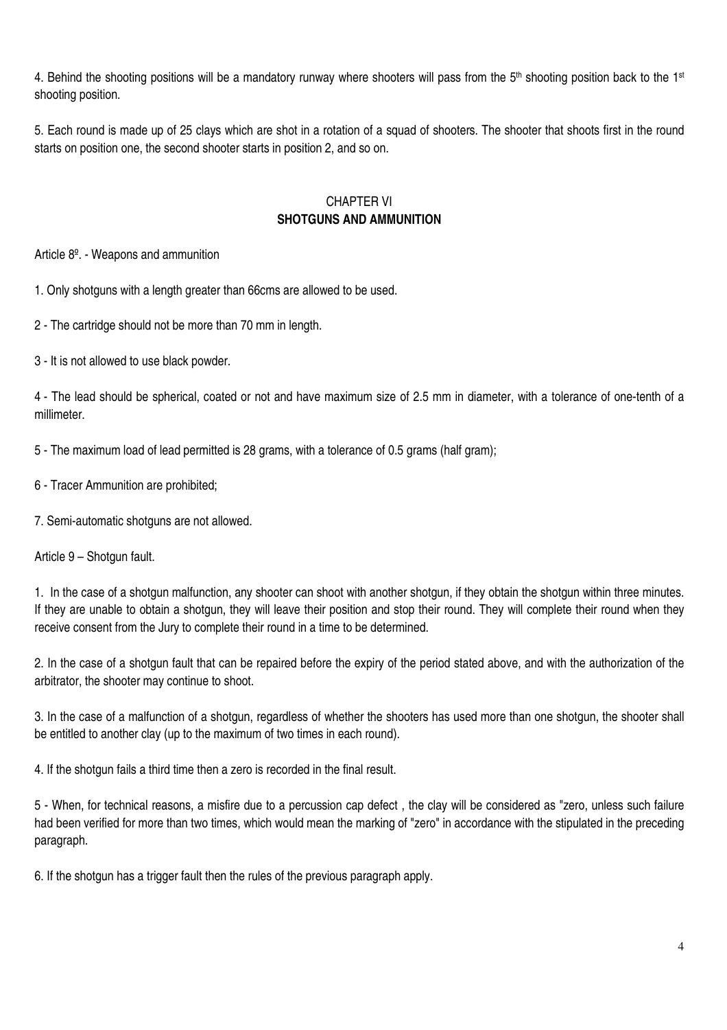4. Behind the shooting positions will be a mandatory runway where shooters will pass from the 5th shooting position back to the 1st shooting position.

5. Each round is made up of 25 clays which are shot in a rotation of a squad of shooters. The shooter that shoots first in the round starts on position one, the second shooter starts in position 2, and so on.

## CHAPTER VI
## SHOTGUNS AND AMMUNITION

Article 8º. - Weapons and ammunition

1. Only shotguns with a length greater than 66cms are allowed to be used.

2 - The cartridge should not be more than 70 mm in length.

3 - It is not allowed to use black powder.

4 - The lead should be spherical, coated or not and have maximum size of 2.5 mm in diameter, with a tolerance of one-tenth of a millimeter.

5 - The maximum load of lead permitted is 28 grams, with a tolerance of 0.5 grams (half gram);

6 - Tracer Ammunition are prohibited;

7. Semi-automatic shotguns are not allowed.

Article 9 – Shotgun fault.

1. In the case of a shotgun malfunction, any shooter can shoot with another shotgun, if they obtain the shotgun within three minutes. If they are unable to obtain a shotgun, they will leave their position and stop their round. They will complete their round when they receive consent from the Jury to complete their round in a time to be determined.

2. In the case of a shotgun fault that can be repaired before the expiry of the period stated above, and with the authorization of the arbitrator, the shooter may continue to shoot.

3. In the case of a malfunction of a shotgun, regardless of whether the shooters has used more than one shotgun, the shooter shall be entitled to another clay (up to the maximum of two times in each round).

4. If the shotgun fails a third time then a zero is recorded in the final result.

5 - When, for technical reasons, a misfire due to a percussion cap defect , the clay will be considered as "zero, unless such failure had been verified for more than two times, which would mean the marking of "zero" in accordance with the stipulated in the preceding paragraph.

6. If the shotgun has a trigger fault then the rules of the previous paragraph apply.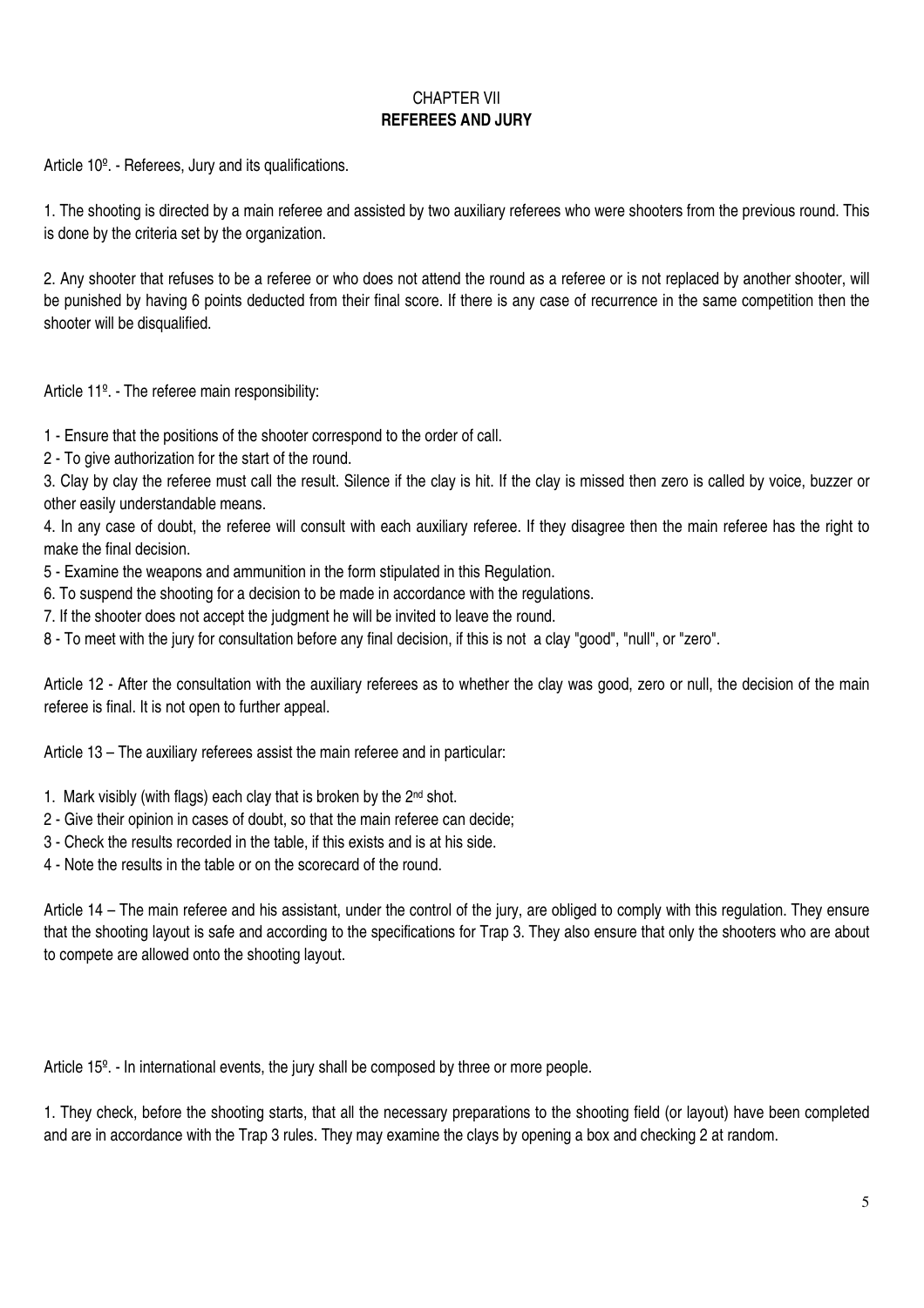# CHAPTER VII
## REFEREES AND JURY

Article 10º. - Referees, Jury and its qualifications.

1. The shooting is directed by a main referee and assisted by two auxiliary referees who were shooters from the previous round. This is done by the criteria set by the organization.

2. Any shooter that refuses to be a referee or who does not attend the round as a referee or is not replaced by another shooter, will be punished by having 6 points deducted from their final score. If there is any case of recurrence in the same competition then the shooter will be disqualified.

Article 11º. - The referee main responsibility:

1 - Ensure that the positions of the shooter correspond to the order of call.
2 - To give authorization for the start of the round.
3. Clay by clay the referee must call the result. Silence if the clay is hit. If the clay is missed then zero is called by voice, buzzer or other easily understandable means.
4. In any case of doubt, the referee will consult with each auxiliary referee. If they disagree then the main referee has the right to make the final decision.
5 - Examine the weapons and ammunition in the form stipulated in this Regulation.
6. To suspend the shooting for a decision to be made in accordance with the regulations.
7. If the shooter does not accept the judgment he will be invited to leave the round.
8 - To meet with the jury for consultation before any final decision, if this is not a clay "good", "null", or "zero".

Article 12 - After the consultation with the auxiliary referees as to whether the clay was good, zero or null, the decision of the main referee is final. It is not open to further appeal.

Article 13 – The auxiliary referees assist the main referee and in particular:

1. Mark visibly (with flags) each clay that is broken by the 2nd shot.
2 - Give their opinion in cases of doubt, so that the main referee can decide;
3 - Check the results recorded in the table, if this exists and is at his side.
4 - Note the results in the table or on the scorecard of the round.

Article 14 – The main referee and his assistant, under the control of the jury, are obliged to comply with this regulation. They ensure that the shooting layout is safe and according to the specifications for Trap 3. They also ensure that only the shooters who are about to compete are allowed onto the shooting layout.

Article 15º. - In international events, the jury shall be composed by three or more people.

1. They check, before the shooting starts, that all the necessary preparations to the shooting field (or layout) have been completed and are in accordance with the Trap 3 rules. They may examine the clays by opening a box and checking 2 at random.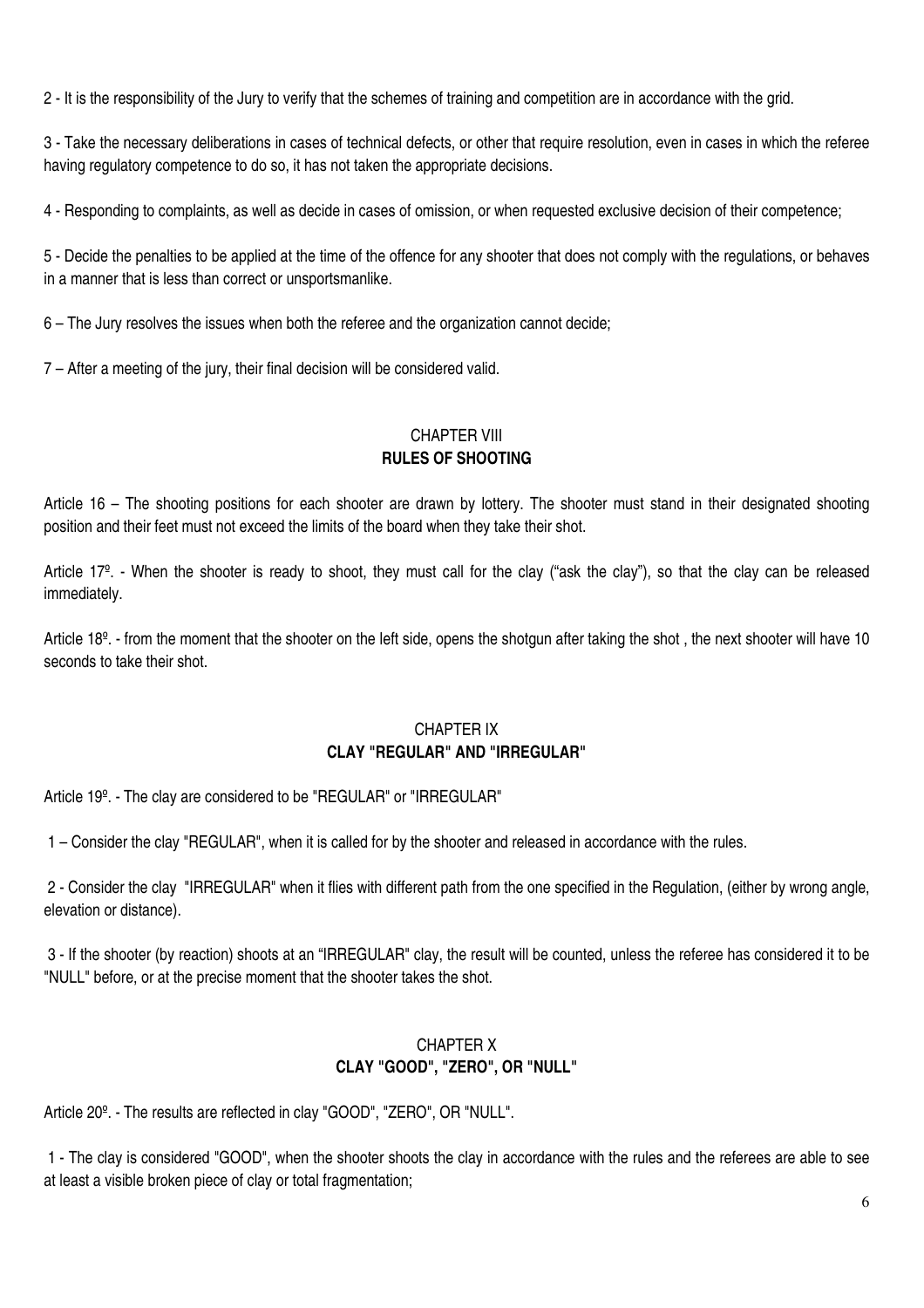2 - It is the responsibility of the Jury to verify that the schemes of training and competition are in accordance with the grid.

3 - Take the necessary deliberations in cases of technical defects, or other that require resolution, even in cases in which the referee having regulatory competence to do so, it has not taken the appropriate decisions.

4 - Responding to complaints, as well as decide in cases of omission, or when requested exclusive decision of their competence;

5 - Decide the penalties to be applied at the time of the offence for any shooter that does not comply with the regulations, or behaves in a manner that is less than correct or unsportsmanlike.

6 – The Jury resolves the issues when both the referee and the organization cannot decide;

7 – After a meeting of the jury, their final decision will be considered valid.

## CHAPTER VIII
## RULES OF SHOOTING

Article 16 – The shooting positions for each shooter are drawn by lottery. The shooter must stand in their designated shooting position and their feet must not exceed the limits of the board when they take their shot.

Article 17º. - When the shooter is ready to shoot, they must call for the clay ("ask the clay"), so that the clay can be released immediately.

Article 18º. - from the moment that the shooter on the left side, opens the shotgun after taking the shot , the next shooter will have 10 seconds to take their shot.

## CHAPTER IX
## CLAY "REGULAR" AND "IRREGULAR"

Article 19º. - The clay are considered to be "REGULAR" or "IRREGULAR"

1 – Consider the clay "REGULAR", when it is called for by the shooter and released in accordance with the rules.

2 - Consider the clay "IRREGULAR" when it flies with different path from the one specified in the Regulation, (either by wrong angle, elevation or distance).

3 - If the shooter (by reaction) shoots at an "IRREGULAR" clay, the result will be counted, unless the referee has considered it to be "NULL" before, or at the precise moment that the shooter takes the shot.

## CHAPTER X
## CLAY "GOOD", "ZERO", OR "NULL"

Article 20º. - The results are reflected in clay "GOOD", "ZERO", OR "NULL".

1 - The clay is considered "GOOD", when the shooter shoots the clay in accordance with the rules and the referees are able to see at least a visible broken piece of clay or total fragmentation;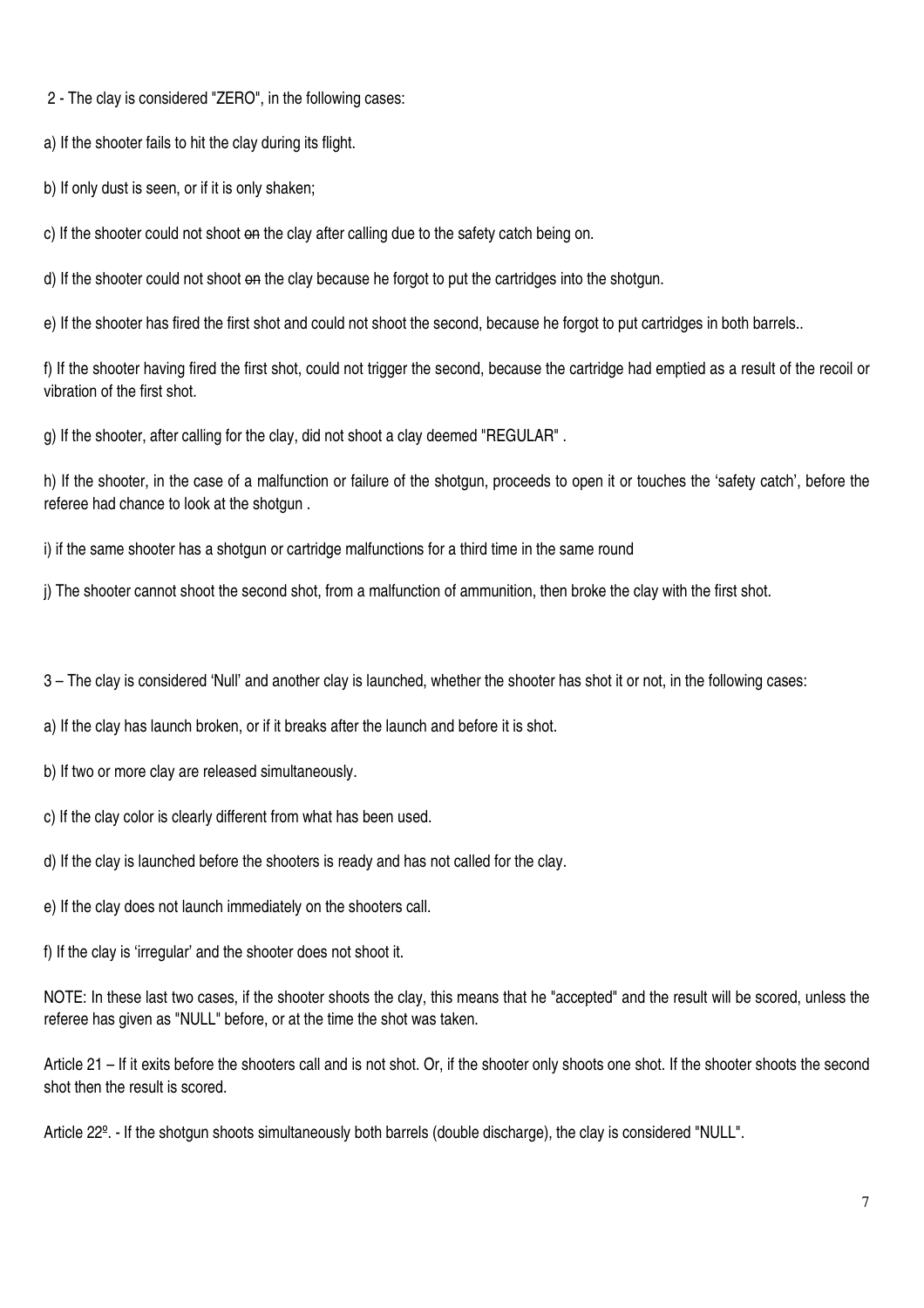2 - The clay is considered "ZERO", in the following cases:

a) If the shooter fails to hit the clay during its flight.

b) If only dust is seen, or if it is only shaken;

c) If the shooter could not shoot ~~on~~ the clay after calling due to the safety catch being on.

d) If the shooter could not shoot ~~on~~ the clay because he forgot to put the cartridges into the shotgun.

e) If the shooter has fired the first shot and could not shoot the second, because he forgot to put cartridges in both barrels..

f) If the shooter having fired the first shot, could not trigger the second, because the cartridge had emptied as a result of the recoil or vibration of the first shot.

g) If the shooter, after calling for the clay, did not shoot a clay deemed "REGULAR" .

h) If the shooter, in the case of a malfunction or failure of the shotgun, proceeds to open it or touches the 'safety catch', before the referee had chance to look at the shotgun .

i) if the same shooter has a shotgun or cartridge malfunctions for a third time in the same round

j) The shooter cannot shoot the second shot, from a malfunction of ammunition, then broke the clay with the first shot.

3 – The clay is considered 'Null' and another clay is launched, whether the shooter has shot it or not, in the following cases:

a) If the clay has launch broken, or if it breaks after the launch and before it is shot.

b) If two or more clay are released simultaneously.

c) If the clay color is clearly different from what has been used.

d) If the clay is launched before the shooters is ready and has not called for the clay.

e) If the clay does not launch immediately on the shooters call.

f) If the clay is 'irregular' and the shooter does not shoot it.

NOTE: In these last two cases, if the shooter shoots the clay, this means that he "accepted" and the result will be scored, unless the referee has given as "NULL" before, or at the time the shot was taken.

Article 21 – If it exits before the shooters call and is not shot. Or, if the shooter only shoots one shot. If the shooter shoots the second shot then the result is scored.

Article 22º. - If the shotgun shoots simultaneously both barrels (double discharge), the clay is considered "NULL".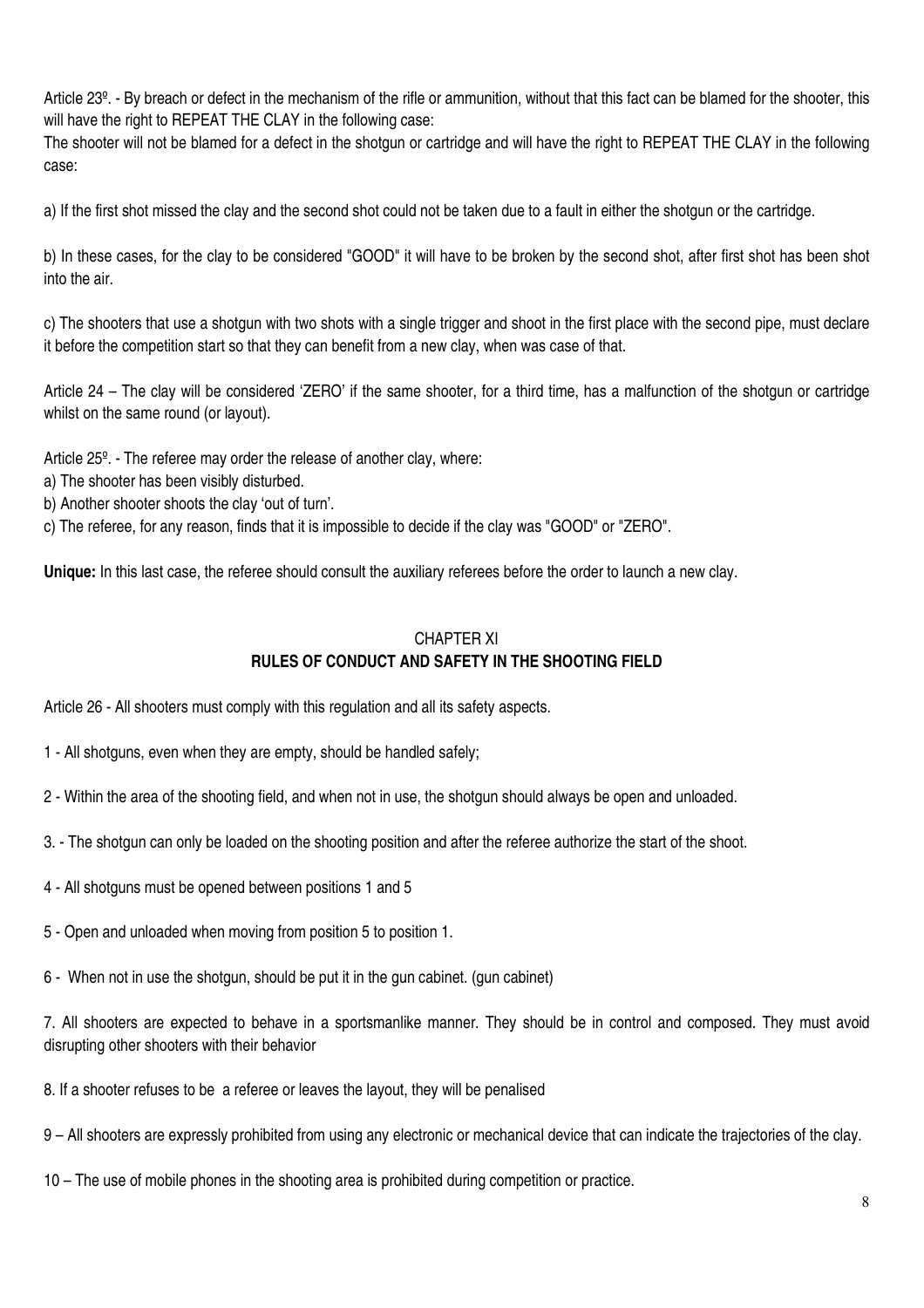Article 23º. - By breach or defect in the mechanism of the rifle or ammunition, without that this fact can be blamed for the shooter, this will have the right to REPEAT THE CLAY in the following case:

The shooter will not be blamed for a defect in the shotgun or cartridge and will have the right to REPEAT THE CLAY in the following case:

a) If the first shot missed the clay and the second shot could not be taken due to a fault in either the shotgun or the cartridge.

b) In these cases, for the clay to be considered "GOOD" it will have to be broken by the second shot, after first shot has been shot into the air.

c) The shooters that use a shotgun with two shots with a single trigger and shoot in the first place with the second pipe, must declare it before the competition start so that they can benefit from a new clay, when was case of that.

Article 24 – The clay will be considered 'ZERO' if the same shooter, for a third time, has a malfunction of the shotgun or cartridge whilst on the same round (or layout).

Article 25º. - The referee may order the release of another clay, where:

a) The shooter has been visibly disturbed.

b) Another shooter shoots the clay 'out of turn'.

c) The referee, for any reason, finds that it is impossible to decide if the clay was "GOOD" or "ZERO".

**Unique:** In this last case, the referee should consult the auxiliary referees before the order to launch a new clay.

## CHAPTER XI
## RULES OF CONDUCT AND SAFETY IN THE SHOOTING FIELD

Article 26 - All shooters must comply with this regulation and all its safety aspects.

1 - All shotguns, even when they are empty, should be handled safely;

2 - Within the area of the shooting field, and when not in use, the shotgun should always be open and unloaded.

3. - The shotgun can only be loaded on the shooting position and after the referee authorize the start of the shoot.

4 - All shotguns must be opened between positions 1 and 5

5 - Open and unloaded when moving from position 5 to position 1.

6 - When not in use the shotgun, should be put it in the gun cabinet. (gun cabinet)

7. All shooters are expected to behave in a sportsmanlike manner. They should be in control and composed. They must avoid disrupting other shooters with their behavior

8. If a shooter refuses to be a referee or leaves the layout, they will be penalised

9 – All shooters are expressly prohibited from using any electronic or mechanical device that can indicate the trajectories of the clay.

10 – The use of mobile phones in the shooting area is prohibited during competition or practice.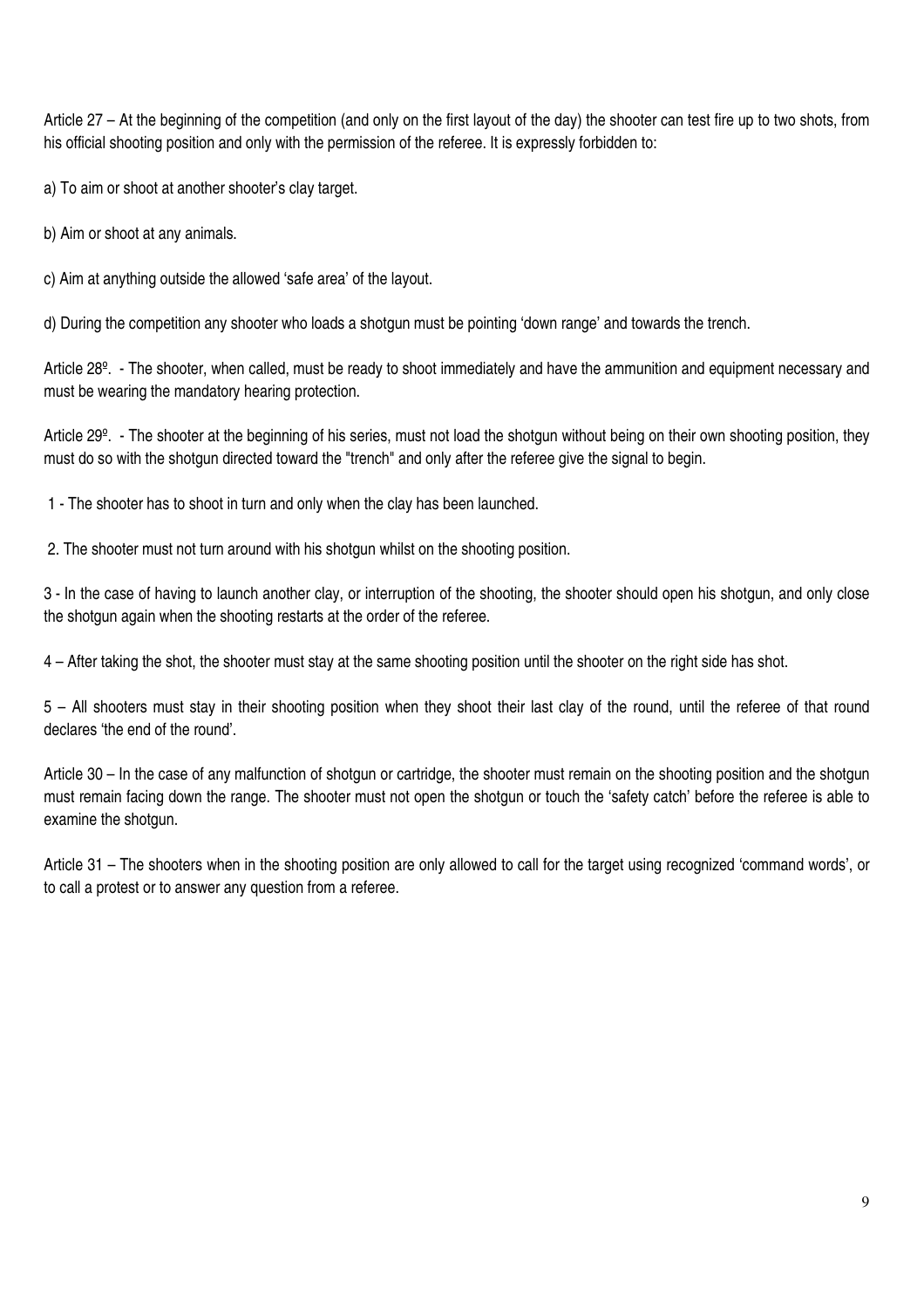Article 27 – At the beginning of the competition (and only on the first layout of the day) the shooter can test fire up to two shots, from his official shooting position and only with the permission of the referee. It is expressly forbidden to:

a) To aim or shoot at another shooter's clay target.

b) Aim or shoot at any animals.

c) Aim at anything outside the allowed 'safe area' of the layout.

d) During the competition any shooter who loads a shotgun must be pointing 'down range' and towards the trench.

Article 28º. - The shooter, when called, must be ready to shoot immediately and have the ammunition and equipment necessary and must be wearing the mandatory hearing protection.

Article 29º. - The shooter at the beginning of his series, must not load the shotgun without being on their own shooting position, they must do so with the shotgun directed toward the "trench" and only after the referee give the signal to begin.

1 - The shooter has to shoot in turn and only when the clay has been launched.

2. The shooter must not turn around with his shotgun whilst on the shooting position.

3 - In the case of having to launch another clay, or interruption of the shooting, the shooter should open his shotgun, and only close the shotgun again when the shooting restarts at the order of the referee.

4 – After taking the shot, the shooter must stay at the same shooting position until the shooter on the right side has shot.

5 – All shooters must stay in their shooting position when they shoot their last clay of the round, until the referee of that round declares 'the end of the round'.

Article 30 – In the case of any malfunction of shotgun or cartridge, the shooter must remain on the shooting position and the shotgun must remain facing down the range. The shooter must not open the shotgun or touch the 'safety catch' before the referee is able to examine the shotgun.

Article 31 – The shooters when in the shooting position are only allowed to call for the target using recognized 'command words', or to call a protest or to answer any question from a referee.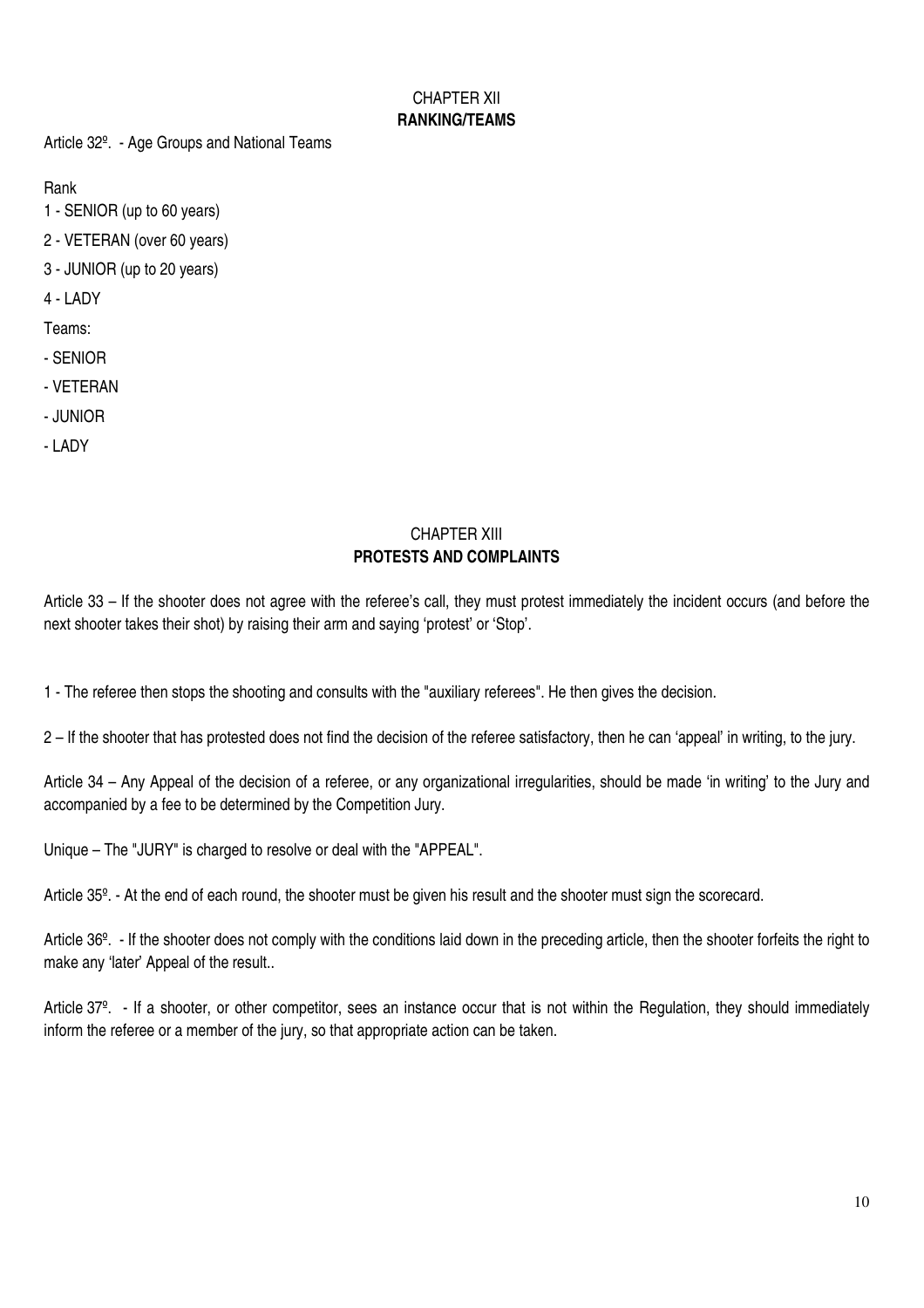## CHAPTER XII
## RANKING/TEAMS

Article 32º. - Age Groups and National Teams

Rank

1 - SENIOR (up to 60 years)

2 - VETERAN (over 60 years)

3 - JUNIOR (up to 20 years)

4 - LADY

Teams:

- SENIOR
- VETERAN
- JUNIOR
- LADY

## CHAPTER XIII
## PROTESTS AND COMPLAINTS

Article 33 – If the shooter does not agree with the referee's call, they must protest immediately the incident occurs (and before the next shooter takes their shot) by raising their arm and saying 'protest' or 'Stop'.

1 - The referee then stops the shooting and consults with the "auxiliary referees". He then gives the decision.

2 – If the shooter that has protested does not find the decision of the referee satisfactory, then he can 'appeal' in writing, to the jury.

Article 34 – Any Appeal of the decision of a referee, or any organizational irregularities, should be made 'in writing' to the Jury and accompanied by a fee to be determined by the Competition Jury.

Unique – The "JURY" is charged to resolve or deal with the "APPEAL".

Article 35º. - At the end of each round, the shooter must be given his result and the shooter must sign the scorecard.

Article 36º. - If the shooter does not comply with the conditions laid down in the preceding article, then the shooter forfeits the right to make any 'later' Appeal of the result..

Article 37º. - If a shooter, or other competitor, sees an instance occur that is not within the Regulation, they should immediately inform the referee or a member of the jury, so that appropriate action can be taken.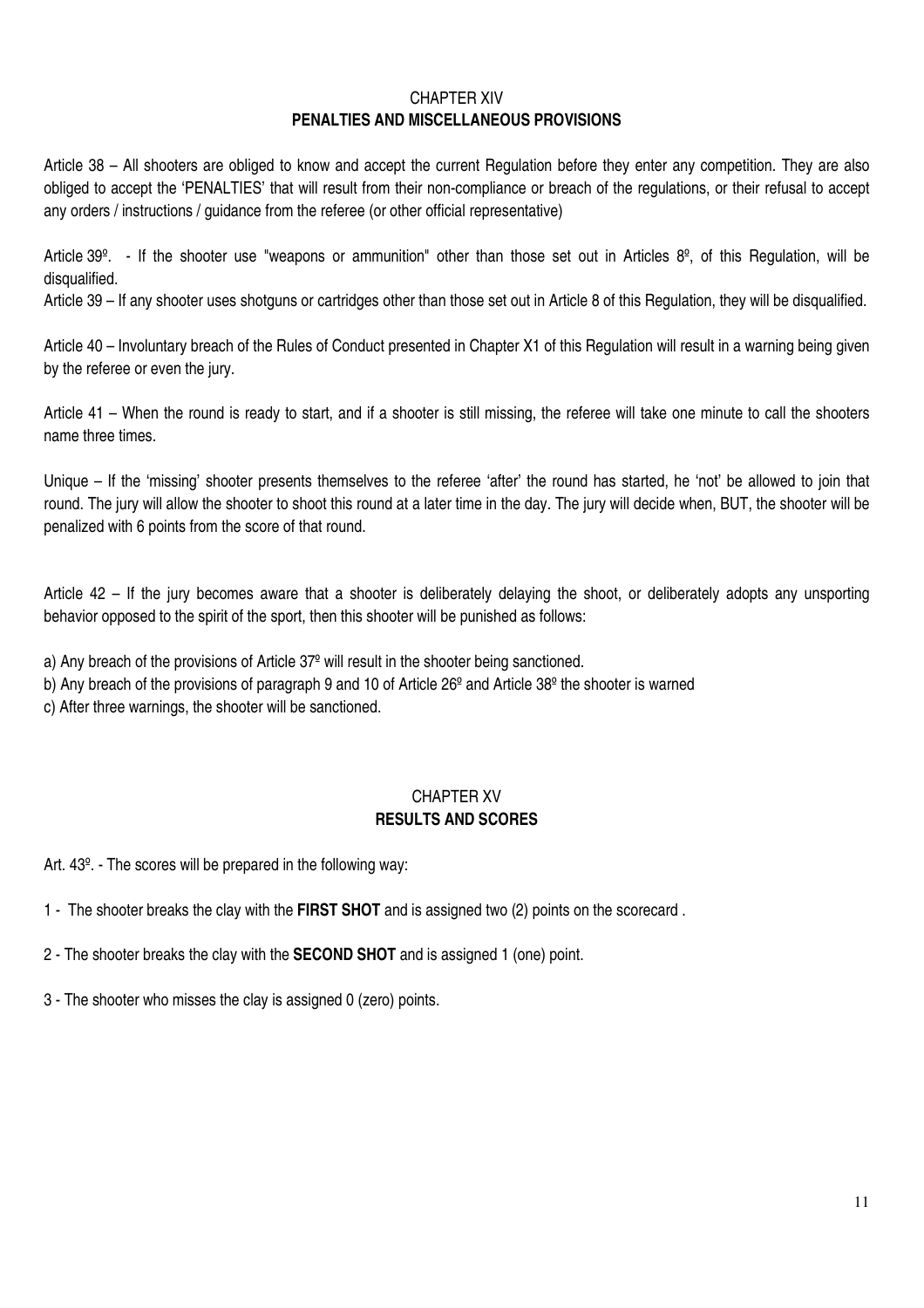## CHAPTER XIV
## PENALTIES AND MISCELLANEOUS PROVISIONS

Article 38 – All shooters are obliged to know and accept the current Regulation before they enter any competition. They are also obliged to accept the 'PENALTIES' that will result from their non-compliance or breach of the regulations, or their refusal to accept any orders / instructions / guidance from the referee (or other official representative)

Article 39º. - If the shooter use "weapons or ammunition" other than those set out in Articles 8º, of this Regulation, will be disqualified.

Article 39 – If any shooter uses shotguns or cartridges other than those set out in Article 8 of this Regulation, they will be disqualified.

Article 40 – Involuntary breach of the Rules of Conduct presented in Chapter X1 of this Regulation will result in a warning being given by the referee or even the jury.

Article 41 – When the round is ready to start, and if a shooter is still missing, the referee will take one minute to call the shooters name three times.

Unique – If the 'missing' shooter presents themselves to the referee 'after' the round has started, he 'not' be allowed to join that round. The jury will allow the shooter to shoot this round at a later time in the day. The jury will decide when, BUT, the shooter will be penalized with 6 points from the score of that round.

Article 42 – If the jury becomes aware that a shooter is deliberately delaying the shoot, or deliberately adopts any unsporting behavior opposed to the spirit of the sport, then this shooter will be punished as follows:

a) Any breach of the provisions of Article 37º will result in the shooter being sanctioned.
b) Any breach of the provisions of paragraph 9 and 10 of Article 26º and Article 38º the shooter is warned
c) After three warnings, the shooter will be sanctioned.

## CHAPTER XV
## RESULTS AND SCORES

Art. 43º. - The scores will be prepared in the following way:

1 - The shooter breaks the clay with the **FIRST SHOT** and is assigned two (2) points on the scorecard .

2 - The shooter breaks the clay with the **SECOND SHOT** and is assigned 1 (one) point.

3 - The shooter who misses the clay is assigned 0 (zero) points.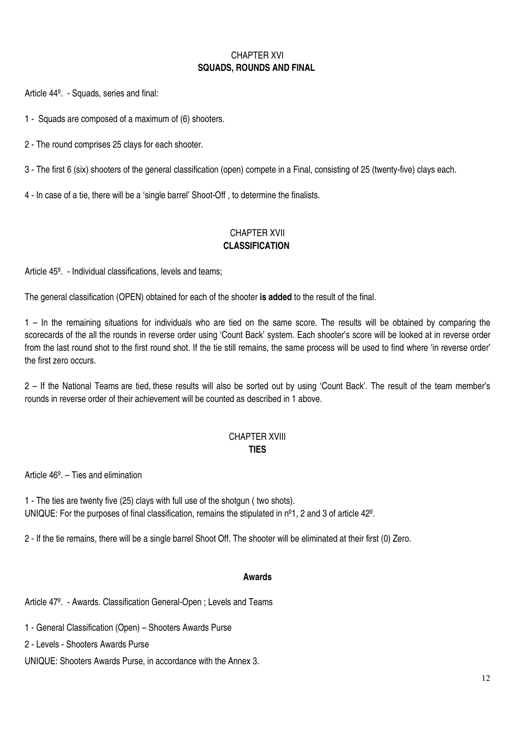## CHAPTER XVI
## SQUADS, ROUNDS AND FINAL

Article 44º. - Squads, series and final:

1 - Squads are composed of a maximum of (6) shooters.

2 - The round comprises 25 clays for each shooter.

3 - The first 6 (six) shooters of the general classification (open) compete in a Final, consisting of 25 (twenty-five) clays each.

4 - In case of a tie, there will be a 'single barrel' Shoot-Off , to determine the finalists.

## CHAPTER XVII
## CLASSIFICATION

Article 45º. - Individual classifications, levels and teams;

The general classification (OPEN) obtained for each of the shooter **is added** to the result of the final.

1 – In the remaining situations for individuals who are tied on the same score. The results will be obtained by comparing the scorecards of the all the rounds in reverse order using 'Count Back' system. Each shooter's score will be looked at in reverse order from the last round shot to the first round shot. If the tie still remains, the same process will be used to find where 'in reverse order' the first zero occurs.

2 – If the National Teams are tied, these results will also be sorted out by using 'Count Back'. The result of the team member's rounds in reverse order of their achievement will be counted as described in 1 above.

## CHAPTER XVIII
## TIES

Article 46º. – Ties and elimination

1 - The ties are twenty five (25) clays with full use of the shotgun ( two shots).
UNIQUE: For the purposes of final classification, remains the stipulated in nº1, 2 and 3 of article 42º.

2 - If the tie remains, there will be a single barrel Shoot Off. The shooter will be eliminated at their first (0) Zero.

### Awards

Article 47º. - Awards. Classification General-Open ; Levels and Teams

1 - General Classification (Open) – Shooters Awards Purse

2 - Levels - Shooters Awards Purse

UNIQUE: Shooters Awards Purse, in accordance with the Annex 3.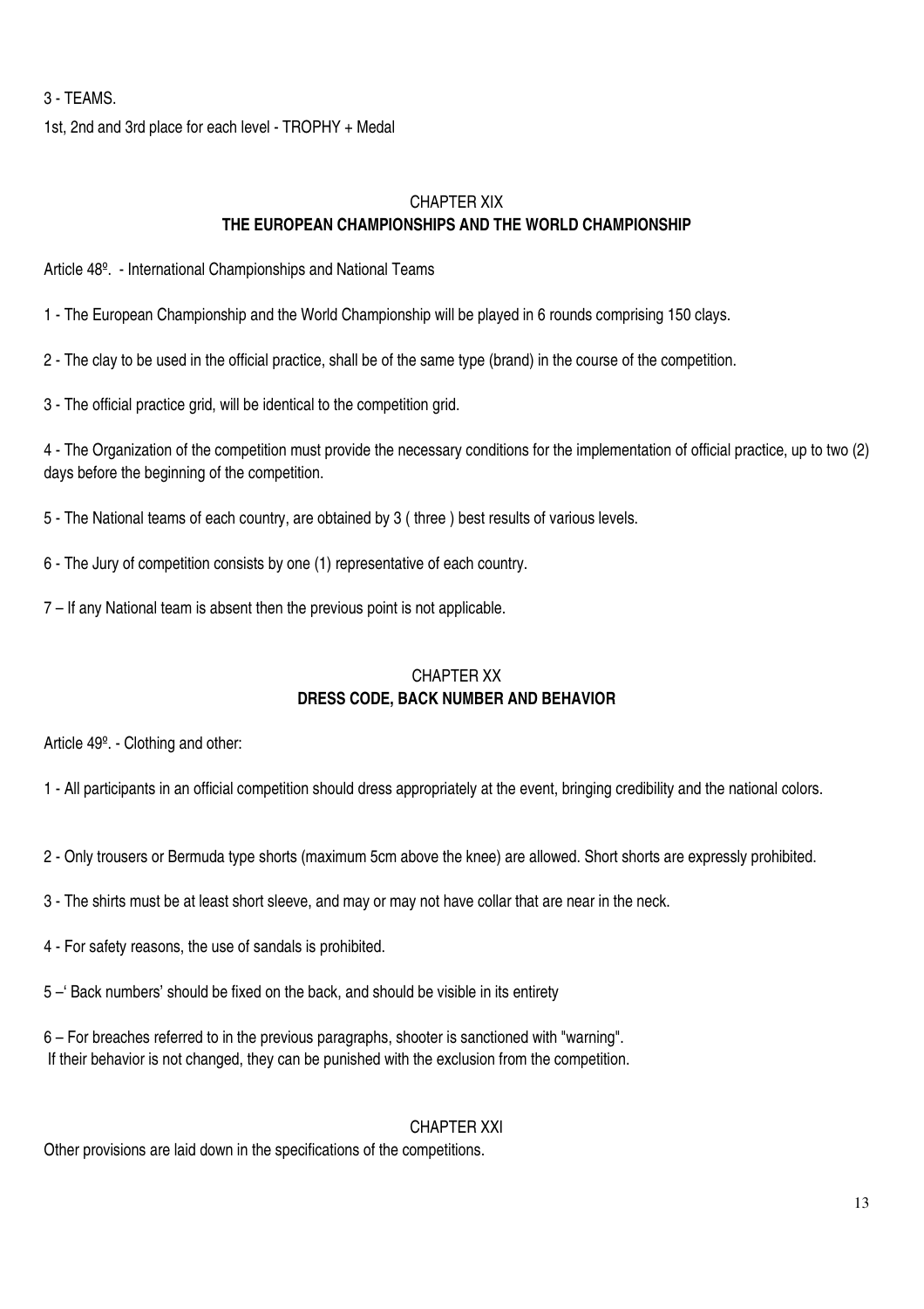3 - TEAMS.

1st, 2nd and 3rd place for each level - TROPHY + Medal

## CHAPTER XIX
## THE EUROPEAN CHAMPIONSHIPS AND THE WORLD CHAMPIONSHIP

Article 48º. - International Championships and National Teams

1 - The European Championship and the World Championship will be played in 6 rounds comprising 150 clays.

2 - The clay to be used in the official practice, shall be of the same type (brand) in the course of the competition.

3 - The official practice grid, will be identical to the competition grid.

4 - The Organization of the competition must provide the necessary conditions for the implementation of official practice, up to two (2) days before the beginning of the competition.

5 - The National teams of each country, are obtained by 3 ( three ) best results of various levels.

6 - The Jury of competition consists by one (1) representative of each country.

7 – If any National team is absent then the previous point is not applicable.

## CHAPTER XX
## DRESS CODE, BACK NUMBER AND BEHAVIOR

Article 49º. - Clothing and other:

1 - All participants in an official competition should dress appropriately at the event, bringing credibility and the national colors.

2 - Only trousers or Bermuda type shorts (maximum 5cm above the knee) are allowed. Short shorts are expressly prohibited.

3 - The shirts must be at least short sleeve, and may or may not have collar that are near in the neck.

4 - For safety reasons, the use of sandals is prohibited.

5 –' Back numbers' should be fixed on the back, and should be visible in its entirety

6 – For breaches referred to in the previous paragraphs, shooter is sanctioned with "warning".
If their behavior is not changed, they can be punished with the exclusion from the competition.

## CHAPTER XXI

Other provisions are laid down in the specifications of the competitions.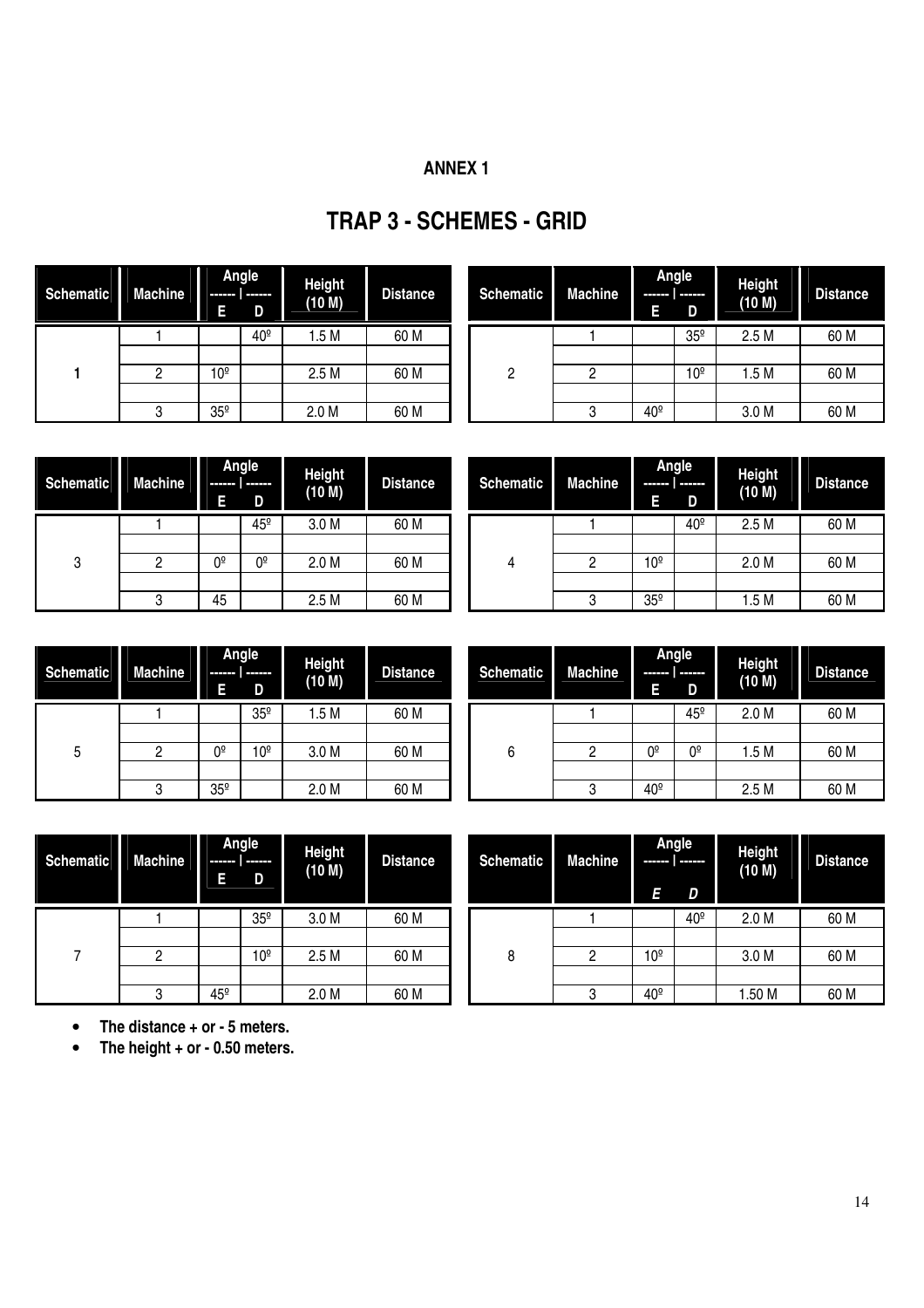## ANNEX 1

# TRAP 3 - SCHEMES - GRID

| Schematic | Machine | Angle E | Angle D | Height (10 M) | Distance |
|---|---|---|---|---|---|
| 1 | 1 | | 40º | 1.5 M | 60 M |
| | | | | | |
| | 2 | 10º | | 2.5 M | 60 M |
| | | | | | |
| | 3 | 35º | | 2.0 M | 60 M |

| Schematic | Machine | Angle E | Angle D | Height (10 M) | Distance |
|---|---|---|---|---|---|
| 2 | 1 | | 35º | 2.5 M | 60 M |
| | | | | | |
| | 2 | | 10º | 1.5 M | 60 M |
| | | | | | |
| | 3 | 40º | | 3.0 M | 60 M |

| Schematic | Machine | Angle E | Angle D | Height (10 M) | Distance |
|---|---|---|---|---|---|
| 3 | 1 | | 45º | 3.0 M | 60 M |
| | | | | | |
| | 2 | 0º | 0º | 2.0 M | 60 M |
| | | | | | |
| | 3 | 45 | | 2.5 M | 60 M |

| Schematic | Machine | Angle E | Angle D | Height (10 M) | Distance |
|---|---|---|---|---|---|
| 4 | 1 | | 40º | 2.5 M | 60 M |
| | | | | | |
| | 2 | 10º | | 2.0 M | 60 M |
| | | | | | |
| | 3 | 35º | | 1.5 M | 60 M |

| Schematic | Machine | Angle E | Angle D | Height (10 M) | Distance |
|---|---|---|---|---|---|
| 5 | 1 | | 35º | 1.5 M | 60 M |
| | | | | | |
| | 2 | 0º | 10º | 3.0 M | 60 M |
| | | | | | |
| | 3 | 35º | | 2.0 M | 60 M |

| Schematic | Machine | Angle E | Angle D | Height (10 M) | Distance |
|---|---|---|---|---|---|
| 6 | 1 | | 45º | 2.0 M | 60 M |
| | | | | | |
| | 2 | 0º | 0º | 1.5 M | 60 M |
| | | | | | |
| | 3 | 40º | | 2.5 M | 60 M |

| Schematic | Machine | Angle E | Angle D | Height (10 M) | Distance |
|---|---|---|---|---|---|
| 7 | 1 | | 35º | 3.0 M | 60 M |
| | | | | | |
| | 2 | | 10º | 2.5 M | 60 M |
| | | | | | |
| | 3 | 45º | | 2.0 M | 60 M |

| Schematic | Machine | Angle E | Angle D | Height (10 M) | Distance |
|---|---|---|---|---|---|
| 8 | 1 | | 40º | 2.0 M | 60 M |
| | | | | | |
| | 2 | 10º | | 3.0 M | 60 M |
| | | | | | |
| | 3 | 40º | | 1.50 M | 60 M |

- **The distance + or - 5 meters.**
- **The height + or - 0.50 meters.**